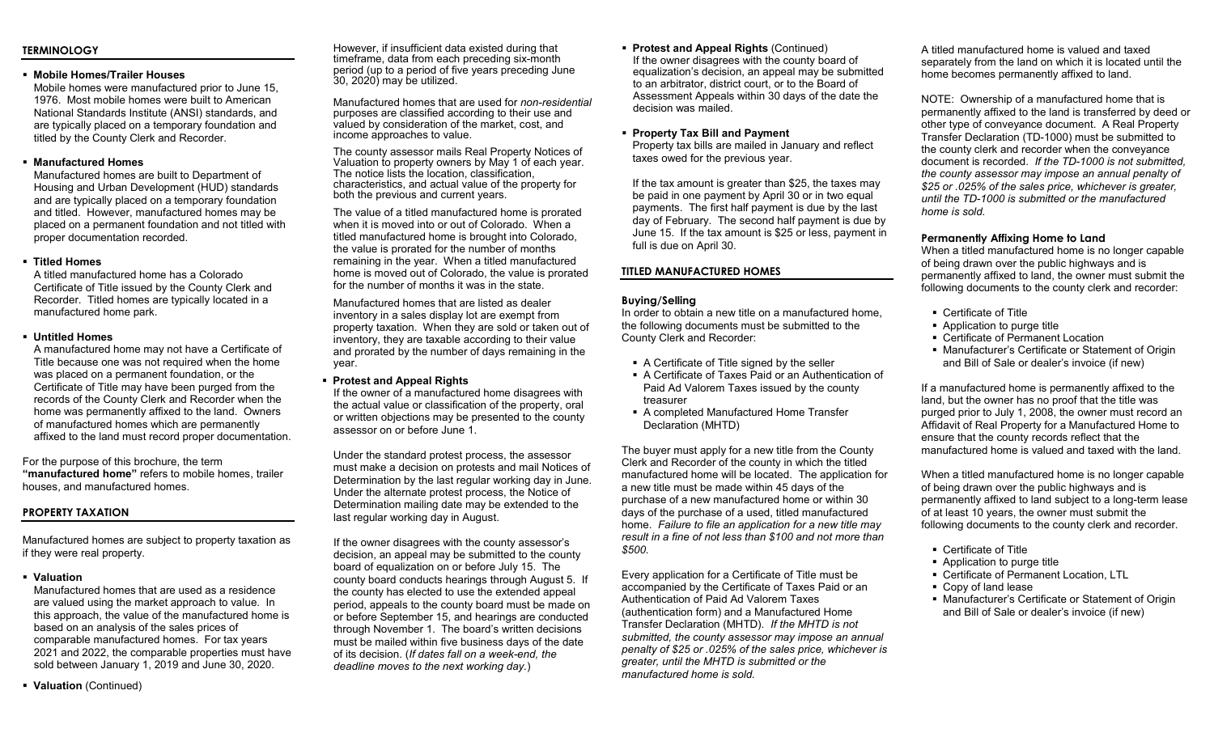## TERMINOLOGY

- **Mobile Homes/Trailer Houses**
  Mobile homes were manufactured prior to June 15, 1976. Most mobile homes were built to American National Standards Institute (ANSI) standards, and are typically placed on a temporary foundation and titled by the County Clerk and Recorder.

- **Manufactured Homes**
  Manufactured homes are built to Department of Housing and Urban Development (HUD) standards and are typically placed on a temporary foundation and titled. However, manufactured homes may be placed on a permanent foundation and not titled with proper documentation recorded.

- **Titled Homes**
  A titled manufactured home has a Colorado Certificate of Title issued by the County Clerk and Recorder. Titled homes are typically located in a manufactured home park.

- **Untitled Homes**
  A manufactured home may not have a Certificate of Title because one was not required when the home was placed on a permanent foundation, or the Certificate of Title may have been purged from the records of the County Clerk and Recorder when the home was permanently affixed to the land. Owners of manufactured homes which are permanently affixed to the land must record proper documentation.

For the purpose of this brochure, the term **"manufactured home"** refers to mobile homes, trailer houses, and manufactured homes.

## PROPERTY TAXATION

Manufactured homes are subject to property taxation as if they were real property.

- **Valuation**
  Manufactured homes that are used as a residence are valued using the market approach to value. In this approach, the value of the manufactured home is based on an analysis of the sales prices of comparable manufactured homes. For tax years 2021 and 2022, the comparable properties must have sold between January 1, 2019 and June 30, 2020.

- **Valuation** (Continued)
  However, if insufficient data existed during that timeframe, data from each preceding six-month period (up to a period of five years preceding June 30, 2020) may be utilized.

  Manufactured homes that are used for *non-residential* purposes are classified according to their use and valued by consideration of the market, cost, and income approaches to value.

  The county assessor mails Real Property Notices of Valuation to property owners by May 1 of each year. The notice lists the location, classification, characteristics, and actual value of the property for both the previous and current years.

  The value of a titled manufactured home is prorated when it is moved into or out of Colorado. When a titled manufactured home is brought into Colorado, the value is prorated for the number of months remaining in the year. When a titled manufactured home is moved out of Colorado, the value is prorated for the number of months it was in the state.

  Manufactured homes that are listed as dealer inventory in a sales display lot are exempt from property taxation. When they are sold or taken out of inventory, they are taxable according to their value and prorated by the number of days remaining in the year.

- **Protest and Appeal Rights**
  If the owner of a manufactured home disagrees with the actual value or classification of the property, oral or written objections may be presented to the county assessor on or before June 1.

  Under the standard protest process, the assessor must make a decision on protests and mail Notices of Determination by the last regular working day in June. Under the alternate protest process, the Notice of Determination mailing date may be extended to the last regular working day in August.

  If the owner disagrees with the county assessor's decision, an appeal may be submitted to the county board of equalization on or before July 15. The county board conducts hearings through August 5. If the county has elected to use the extended appeal period, appeals to the county board must be made on or before September 15, and hearings are conducted through November 1. The board's written decisions must be mailed within five business days of the date of its decision. (*If dates fall on a week-end, the deadline moves to the next working day.*)

- **Protest and Appeal Rights** (Continued)
  If the owner disagrees with the county board of equalization's decision, an appeal may be submitted to an arbitrator, district court, or to the Board of Assessment Appeals within 30 days of the date the decision was mailed.

- **Property Tax Bill and Payment**
  Property tax bills are mailed in January and reflect taxes owed for the previous year.

  If the tax amount is greater than $25, the taxes may be paid in one payment by April 30 or in two equal payments. The first half payment is due by the last day of February. The second half payment is due by June 15. If the tax amount is $25 or less, payment in full is due on April 30.

## TITLED MANUFACTURED HOMES

### Buying/Selling

In order to obtain a new title on a manufactured home, the following documents must be submitted to the County Clerk and Recorder:

- A Certificate of Title signed by the seller
- A Certificate of Taxes Paid or an Authentication of Paid Ad Valorem Taxes issued by the county treasurer
- A completed Manufactured Home Transfer Declaration (MHTD)

The buyer must apply for a new title from the County Clerk and Recorder of the county in which the titled manufactured home will be located. The application for a new title must be made within 45 days of the purchase of a new manufactured home or within 30 days of the purchase of a used, titled manufactured home. *Failure to file an application for a new title may result in a fine of not less than $100 and not more than $500.*

Every application for a Certificate of Title must be accompanied by the Certificate of Taxes Paid or an Authentication of Paid Ad Valorem Taxes (authentication form) and a Manufactured Home Transfer Declaration (MHTD). *If the MHTD is not submitted, the county assessor may impose an annual penalty of $25 or .025% of the sales price, whichever is greater, until the MHTD is submitted or the manufactured home is sold.*

A titled manufactured home is valued and taxed separately from the land on which it is located until the home becomes permanently affixed to land.

NOTE: Ownership of a manufactured home that is permanently affixed to the land is transferred by deed or other type of conveyance document. A Real Property Transfer Declaration (TD-1000) must be submitted to the county clerk and recorder when the conveyance document is recorded. *If the TD-1000 is not submitted, the county assessor may impose an annual penalty of $25 or .025% of the sales price, whichever is greater, until the TD-1000 is submitted or the manufactured home is sold.*

### Permanently Affixing Home to Land

When a titled manufactured home is no longer capable of being drawn over the public highways and is permanently affixed to land, the owner must submit the following documents to the county clerk and recorder:

- Certificate of Title
- Application to purge title
- Certificate of Permanent Location
- Manufacturer's Certificate or Statement of Origin and Bill of Sale or dealer's invoice (if new)

If a manufactured home is permanently affixed to the land, but the owner has no proof that the title was purged prior to July 1, 2008, the owner must record an Affidavit of Real Property for a Manufactured Home to ensure that the county records reflect that the manufactured home is valued and taxed with the land.

When a titled manufactured home is no longer capable of being drawn over the public highways and is permanently affixed to land subject to a long-term lease of at least 10 years, the owner must submit the following documents to the county clerk and recorder.

- Certificate of Title
- Application to purge title
- Certificate of Permanent Location, LTL
- Copy of land lease
- Manufacturer's Certificate or Statement of Origin and Bill of Sale or dealer's invoice (if new)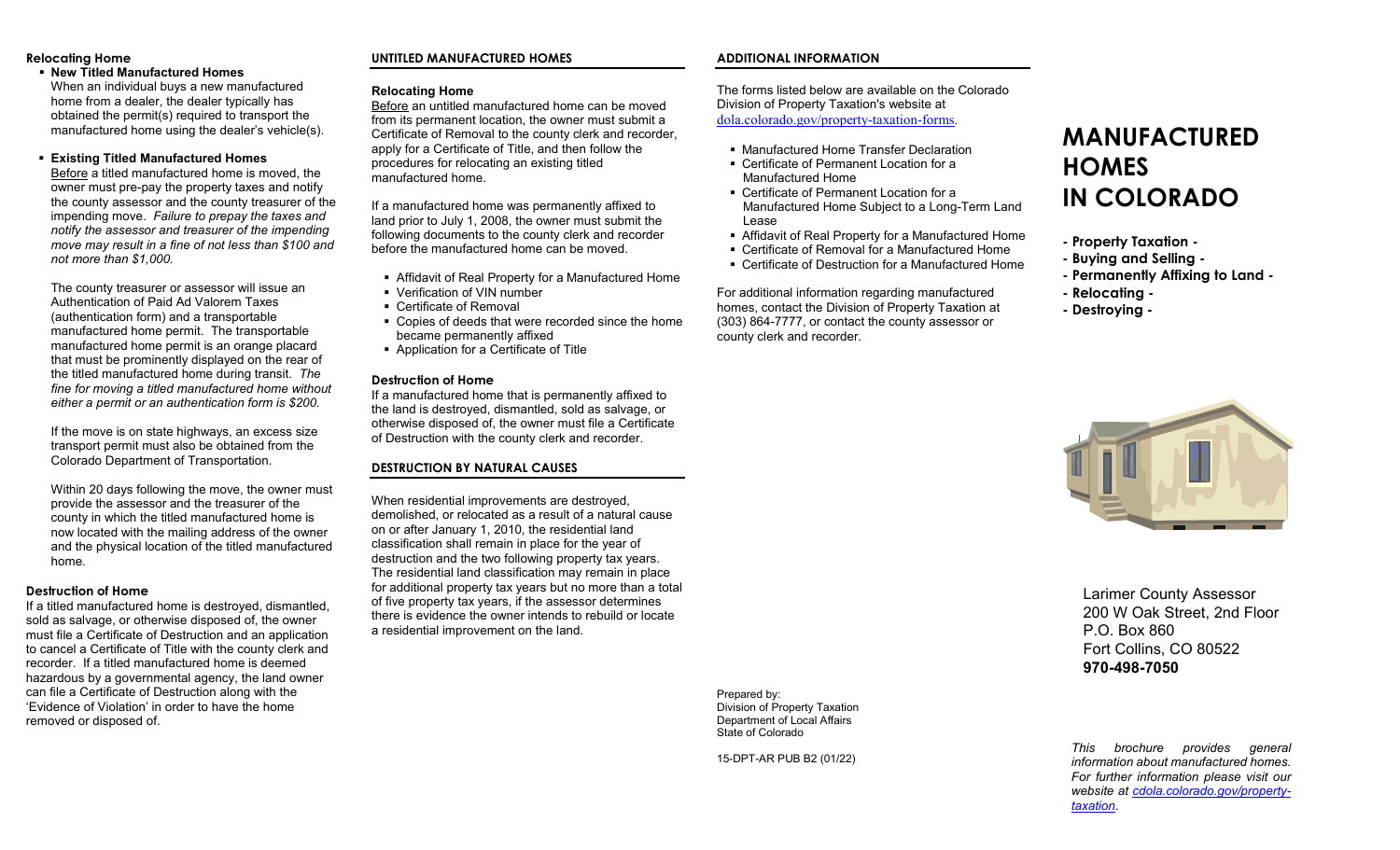## Relocating Home

- **New Titled Manufactured Homes**
  When an individual buys a new manufactured home from a dealer, the dealer typically has obtained the permit(s) required to transport the manufactured home using the dealer's vehicle(s).

- **Existing Titled Manufactured Homes**
  Before a titled manufactured home is moved, the owner must pre-pay the property taxes and notify the county assessor and the county treasurer of the impending move. *Failure to prepay the taxes and notify the assessor and treasurer of the impending move may result in a fine of not less than $100 and not more than $1,000.*

  The county treasurer or assessor will issue an Authentication of Paid Ad Valorem Taxes (authentication form) and a transportable manufactured home permit. The transportable manufactured home permit is an orange placard that must be prominently displayed on the rear of the titled manufactured home during transit. *The fine for moving a titled manufactured home without either a permit or an authentication form is $200.*

  If the move is on state highways, an excess size transport permit must also be obtained from the Colorado Department of Transportation.

  Within 20 days following the move, the owner must provide the assessor and the treasurer of the county in which the titled manufactured home is now located with the mailing address of the owner and the physical location of the titled manufactured home.

## Destruction of Home

If a titled manufactured home is destroyed, dismantled, sold as salvage, or otherwise disposed of, the owner must file a Certificate of Destruction and an application to cancel a Certificate of Title with the county clerk and recorder. If a titled manufactured home is deemed hazardous by a governmental agency, the land owner can file a Certificate of Destruction along with the 'Evidence of Violation' in order to have the home removed or disposed of.

## UNTITLED MANUFACTURED HOMES

### Relocating Home

Before an untitled manufactured home can be moved from its permanent location, the owner must submit a Certificate of Removal to the county clerk and recorder, apply for a Certificate of Title, and then follow the procedures for relocating an existing titled manufactured home.

If a manufactured home was permanently affixed to land prior to July 1, 2008, the owner must submit the following documents to the county clerk and recorder before the manufactured home can be moved.

- Affidavit of Real Property for a Manufactured Home
- Verification of VIN number
- Certificate of Removal
- Copies of deeds that were recorded since the home became permanently affixed
- Application for a Certificate of Title

### Destruction of Home

If a manufactured home that is permanently affixed to the land is destroyed, dismantled, sold as salvage, or otherwise disposed of, the owner must file a Certificate of Destruction with the county clerk and recorder.

## DESTRUCTION BY NATURAL CAUSES

When residential improvements are destroyed, demolished, or relocated as a result of a natural cause on or after January 1, 2010, the residential land classification shall remain in place for the year of destruction and the two following property tax years. The residential land classification may remain in place for additional property tax years but no more than a total of five property tax years, if the assessor determines there is evidence the owner intends to rebuild or locate a residential improvement on the land.

## ADDITIONAL INFORMATION

The forms listed below are available on the Colorado Division of Property Taxation's website at dola.colorado.gov/property-taxation-forms.

- Manufactured Home Transfer Declaration
- Certificate of Permanent Location for a Manufactured Home
- Certificate of Permanent Location for a Manufactured Home Subject to a Long-Term Land Lease
- Affidavit of Real Property for a Manufactured Home
- Certificate of Removal for a Manufactured Home
- Certificate of Destruction for a Manufactured Home

For additional information regarding manufactured homes, contact the Division of Property Taxation at (303) 864-7777, or contact the county assessor or county clerk and recorder.

Prepared by:
Division of Property Taxation
Department of Local Affairs
State of Colorado

15-DPT-AR PUB B2 (01/22)

# MANUFACTURED HOMES IN COLORADO

- **Property Taxation -**
- **Buying and Selling -**
- **Permanently Affixing to Land -**
- **Relocating -**
- **Destroying -**

Larimer County Assessor
200 W Oak Street, 2nd Floor
P.O. Box 860
Fort Collins, CO 80522
**970-498-7050**

*This brochure provides general information about manufactured homes. For further information please visit our website at cdola.colorado.gov/property-taxation.*